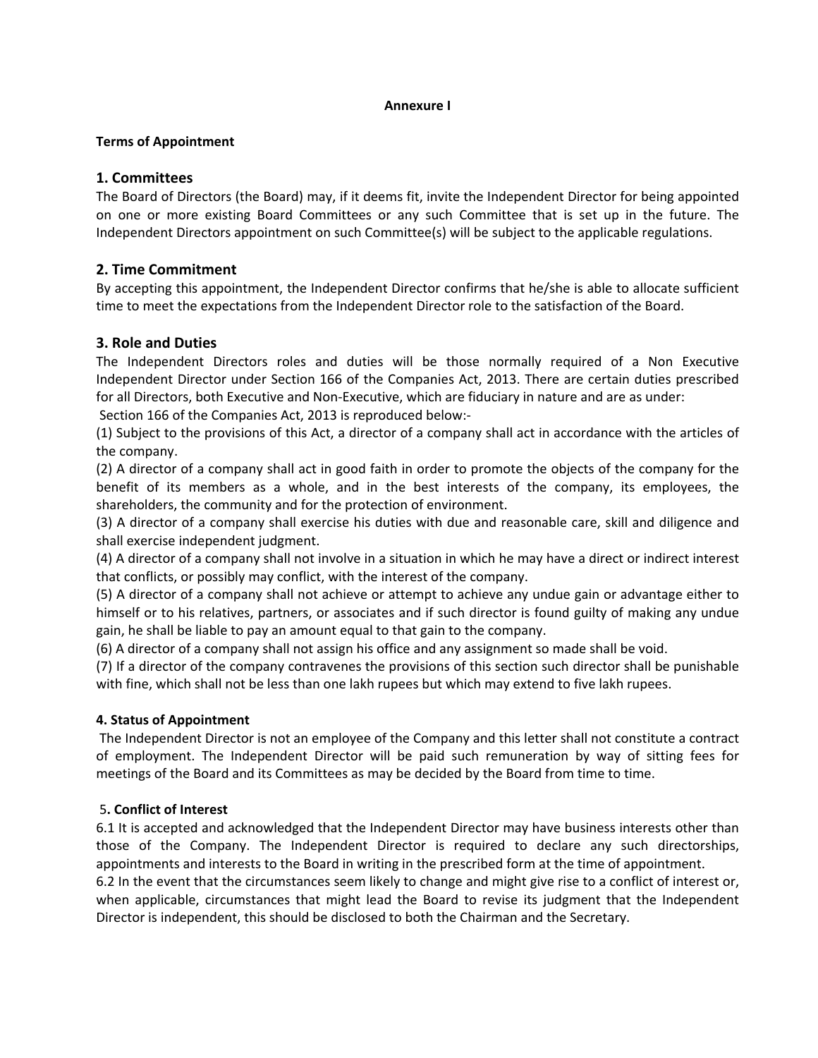**Annexure I**

**Terms of Appointment**

## 1. Committees

The Board of Directors (the Board) may, if it deems fit, invite the Independent Director for being appointed on one or more existing Board Committees or any such Committee that is set up in the future. The Independent Directors appointment on such Committee(s) will be subject to the applicable regulations.

## 2. Time Commitment

By accepting this appointment, the Independent Director confirms that he/she is able to allocate sufficient time to meet the expectations from the Independent Director role to the satisfaction of the Board.

## 3. Role and Duties

The Independent Directors roles and duties will be those normally required of a Non Executive Independent Director under Section 166 of the Companies Act, 2013. There are certain duties prescribed for all Directors, both Executive and Non-Executive, which are fiduciary in nature and are as under:

Section 166 of the Companies Act, 2013 is reproduced below:-

(1) Subject to the provisions of this Act, a director of a company shall act in accordance with the articles of the company.

(2) A director of a company shall act in good faith in order to promote the objects of the company for the benefit of its members as a whole, and in the best interests of the company, its employees, the shareholders, the community and for the protection of environment.

(3) A director of a company shall exercise his duties with due and reasonable care, skill and diligence and shall exercise independent judgment.

(4) A director of a company shall not involve in a situation in which he may have a direct or indirect interest that conflicts, or possibly may conflict, with the interest of the company.

(5) A director of a company shall not achieve or attempt to achieve any undue gain or advantage either to himself or to his relatives, partners, or associates and if such director is found guilty of making any undue gain, he shall be liable to pay an amount equal to that gain to the company.

(6) A director of a company shall not assign his office and any assignment so made shall be void.

(7) If a director of the company contravenes the provisions of this section such director shall be punishable with fine, which shall not be less than one lakh rupees but which may extend to five lakh rupees.

### 4. Status of Appointment

The Independent Director is not an employee of the Company and this letter shall not constitute a contract of employment. The Independent Director will be paid such remuneration by way of sitting fees for meetings of the Board and its Committees as may be decided by the Board from time to time.

### 5. Conflict of Interest

6.1 It is accepted and acknowledged that the Independent Director may have business interests other than those of the Company. The Independent Director is required to declare any such directorships, appointments and interests to the Board in writing in the prescribed form at the time of appointment.

6.2 In the event that the circumstances seem likely to change and might give rise to a conflict of interest or, when applicable, circumstances that might lead the Board to revise its judgment that the Independent Director is independent, this should be disclosed to both the Chairman and the Secretary.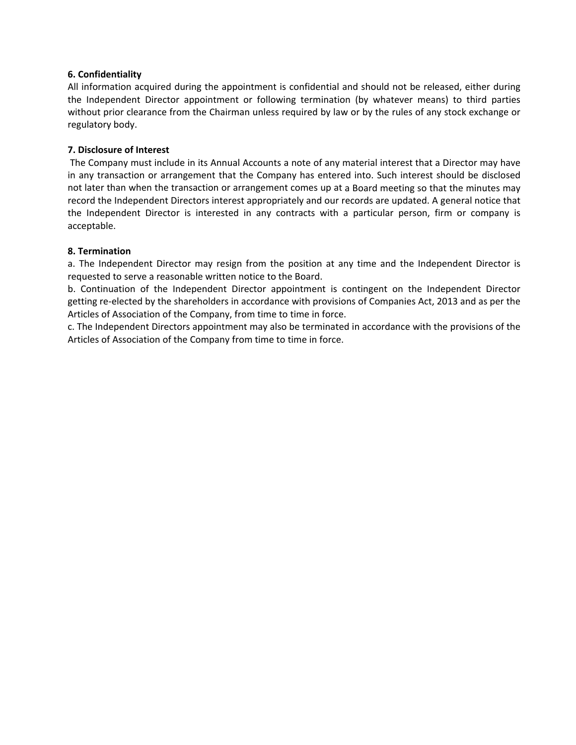**6. Confidentiality**

All information acquired during the appointment is confidential and should not be released, either during the Independent Director appointment or following termination (by whatever means) to third parties without prior clearance from the Chairman unless required by law or by the rules of any stock exchange or regulatory body.

**7. Disclosure of Interest**

The Company must include in its Annual Accounts a note of any material interest that a Director may have in any transaction or arrangement that the Company has entered into. Such interest should be disclosed not later than when the transaction or arrangement comes up at a Board meeting so that the minutes may record the Independent Directors interest appropriately and our records are updated. A general notice that the Independent Director is interested in any contracts with a particular person, firm or company is acceptable.

**8. Termination**

a. The Independent Director may resign from the position at any time and the Independent Director is requested to serve a reasonable written notice to the Board.

b. Continuation of the Independent Director appointment is contingent on the Independent Director getting re-elected by the shareholders in accordance with provisions of Companies Act, 2013 and as per the Articles of Association of the Company, from time to time in force.

c. The Independent Directors appointment may also be terminated in accordance with the provisions of the Articles of Association of the Company from time to time in force.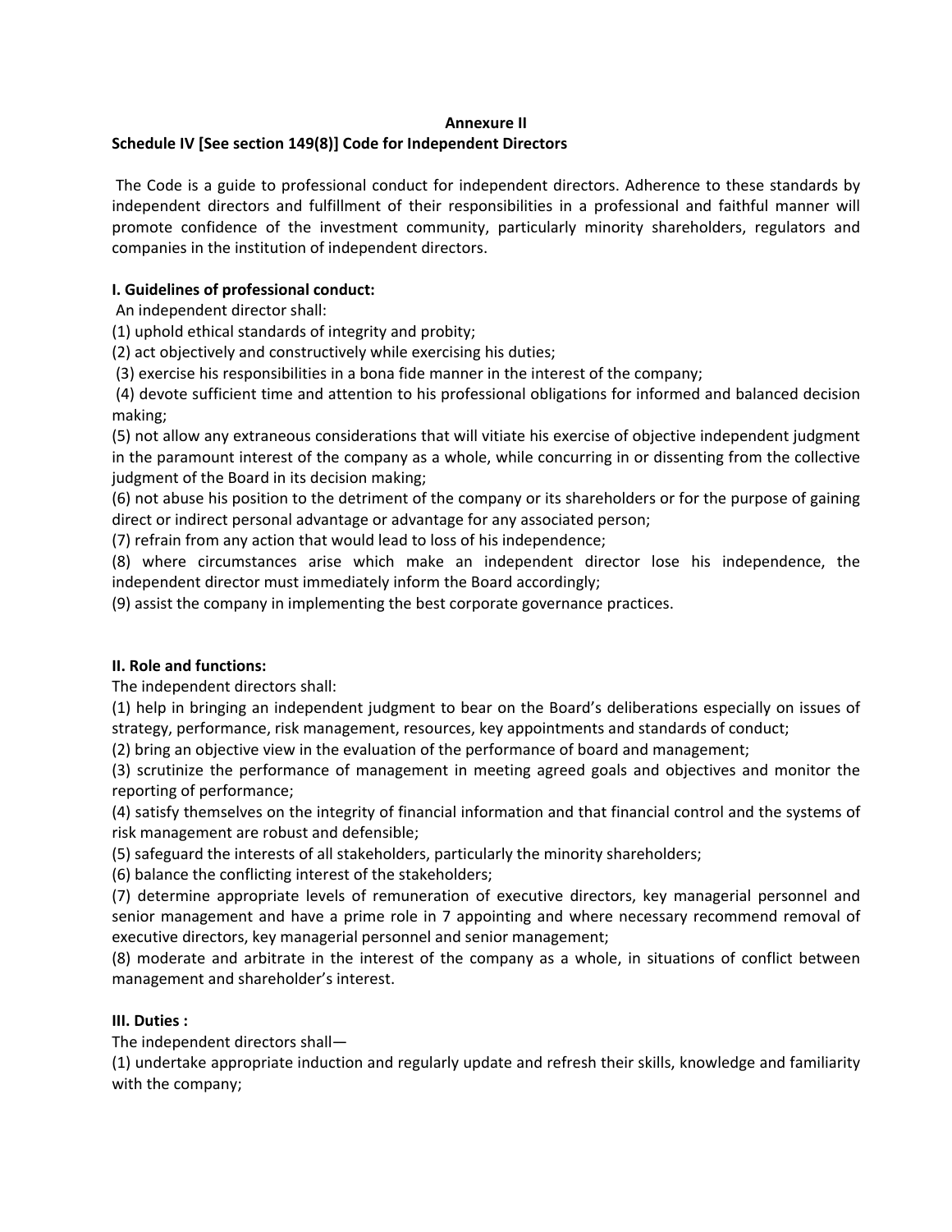**Annexure II**

**Schedule IV [See section 149(8)] Code for Independent Directors**

The Code is a guide to professional conduct for independent directors. Adherence to these standards by independent directors and fulfillment of their responsibilities in a professional and faithful manner will promote confidence of the investment community, particularly minority shareholders, regulators and companies in the institution of independent directors.

**I. Guidelines of professional conduct:**

An independent director shall:

(1) uphold ethical standards of integrity and probity;

(2) act objectively and constructively while exercising his duties;

(3) exercise his responsibilities in a bona fide manner in the interest of the company;

(4) devote sufficient time and attention to his professional obligations for informed and balanced decision making;

(5) not allow any extraneous considerations that will vitiate his exercise of objective independent judgment in the paramount interest of the company as a whole, while concurring in or dissenting from the collective judgment of the Board in its decision making;

(6) not abuse his position to the detriment of the company or its shareholders or for the purpose of gaining direct or indirect personal advantage or advantage for any associated person;

(7) refrain from any action that would lead to loss of his independence;

(8) where circumstances arise which make an independent director lose his independence, the independent director must immediately inform the Board accordingly;

(9) assist the company in implementing the best corporate governance practices.

**II. Role and functions:**

The independent directors shall:

(1) help in bringing an independent judgment to bear on the Board's deliberations especially on issues of strategy, performance, risk management, resources, key appointments and standards of conduct;

(2) bring an objective view in the evaluation of the performance of board and management;

(3) scrutinize the performance of management in meeting agreed goals and objectives and monitor the reporting of performance;

(4) satisfy themselves on the integrity of financial information and that financial control and the systems of risk management are robust and defensible;

(5) safeguard the interests of all stakeholders, particularly the minority shareholders;

(6) balance the conflicting interest of the stakeholders;

(7) determine appropriate levels of remuneration of executive directors, key managerial personnel and senior management and have a prime role in 7 appointing and where necessary recommend removal of executive directors, key managerial personnel and senior management;

(8) moderate and arbitrate in the interest of the company as a whole, in situations of conflict between management and shareholder's interest.

**III. Duties :**

The independent directors shall—

(1) undertake appropriate induction and regularly update and refresh their skills, knowledge and familiarity with the company;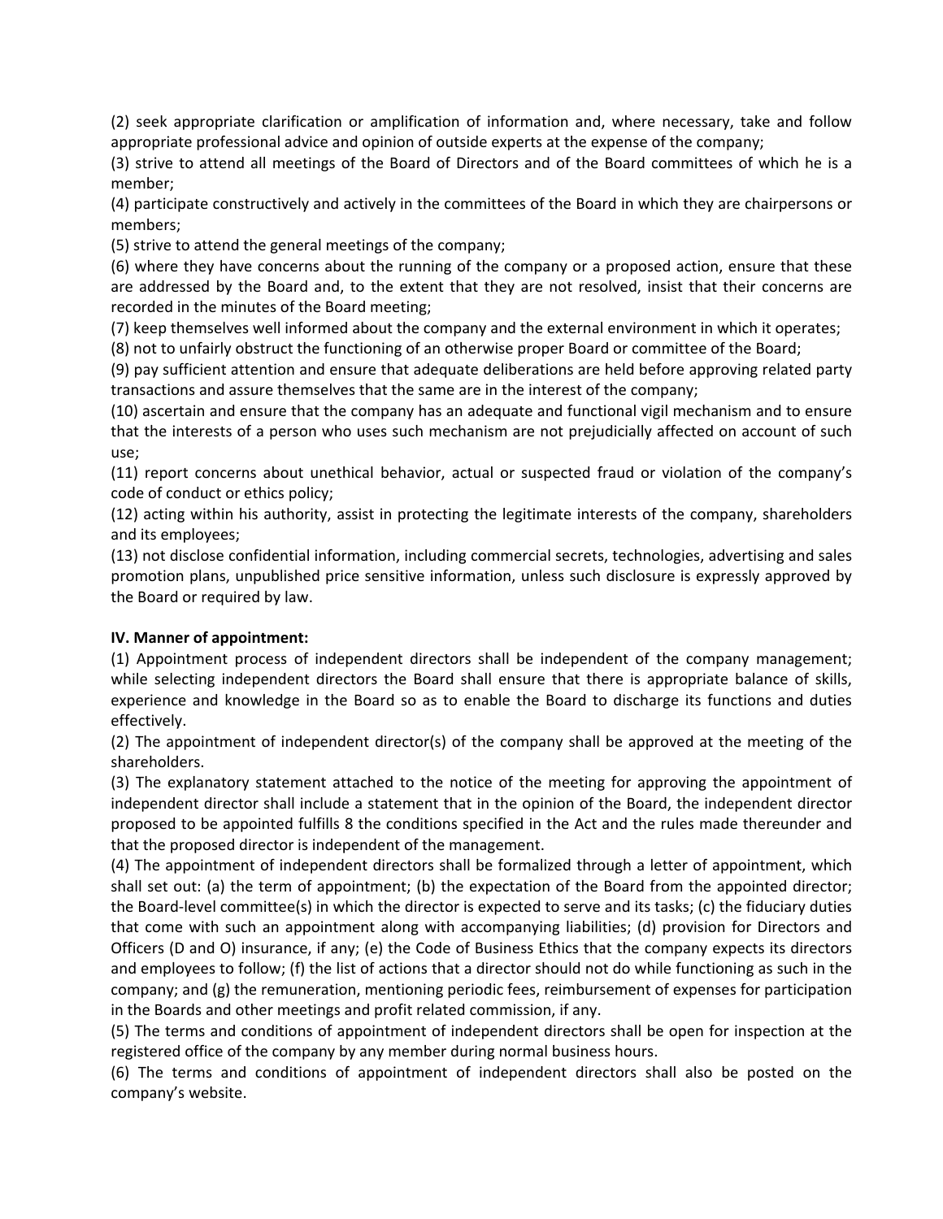(2) seek appropriate clarification or amplification of information and, where necessary, take and follow appropriate professional advice and opinion of outside experts at the expense of the company;

(3) strive to attend all meetings of the Board of Directors and of the Board committees of which he is a member;

(4) participate constructively and actively in the committees of the Board in which they are chairpersons or members;

(5) strive to attend the general meetings of the company;

(6) where they have concerns about the running of the company or a proposed action, ensure that these are addressed by the Board and, to the extent that they are not resolved, insist that their concerns are recorded in the minutes of the Board meeting;

(7) keep themselves well informed about the company and the external environment in which it operates;

(8) not to unfairly obstruct the functioning of an otherwise proper Board or committee of the Board;

(9) pay sufficient attention and ensure that adequate deliberations are held before approving related party transactions and assure themselves that the same are in the interest of the company;

(10) ascertain and ensure that the company has an adequate and functional vigil mechanism and to ensure that the interests of a person who uses such mechanism are not prejudicially affected on account of such use;

(11) report concerns about unethical behavior, actual or suspected fraud or violation of the company's code of conduct or ethics policy;

(12) acting within his authority, assist in protecting the legitimate interests of the company, shareholders and its employees;

(13) not disclose confidential information, including commercial secrets, technologies, advertising and sales promotion plans, unpublished price sensitive information, unless such disclosure is expressly approved by the Board or required by law.

**IV. Manner of appointment:**

(1) Appointment process of independent directors shall be independent of the company management; while selecting independent directors the Board shall ensure that there is appropriate balance of skills, experience and knowledge in the Board so as to enable the Board to discharge its functions and duties effectively.

(2) The appointment of independent director(s) of the company shall be approved at the meeting of the shareholders.

(3) The explanatory statement attached to the notice of the meeting for approving the appointment of independent director shall include a statement that in the opinion of the Board, the independent director proposed to be appointed fulfills 8 the conditions specified in the Act and the rules made thereunder and that the proposed director is independent of the management.

(4) The appointment of independent directors shall be formalized through a letter of appointment, which shall set out: (a) the term of appointment; (b) the expectation of the Board from the appointed director; the Board-level committee(s) in which the director is expected to serve and its tasks; (c) the fiduciary duties that come with such an appointment along with accompanying liabilities; (d) provision for Directors and Officers (D and O) insurance, if any; (e) the Code of Business Ethics that the company expects its directors and employees to follow; (f) the list of actions that a director should not do while functioning as such in the company; and (g) the remuneration, mentioning periodic fees, reimbursement of expenses for participation in the Boards and other meetings and profit related commission, if any.

(5) The terms and conditions of appointment of independent directors shall be open for inspection at the registered office of the company by any member during normal business hours.

(6) The terms and conditions of appointment of independent directors shall also be posted on the company's website.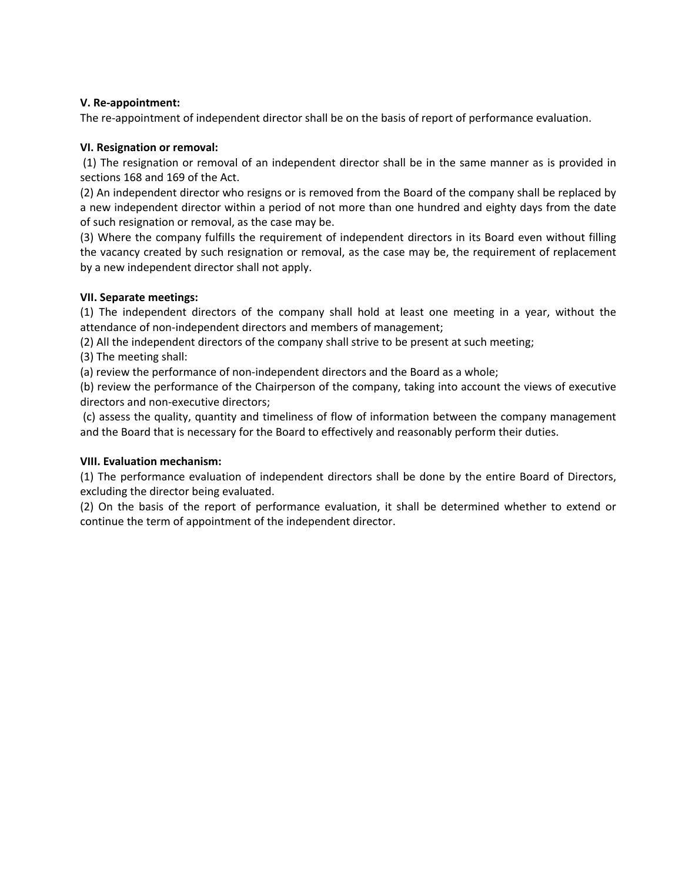**V. Re-appointment:**

The re-appointment of independent director shall be on the basis of report of performance evaluation.

**VI. Resignation or removal:**

(1) The resignation or removal of an independent director shall be in the same manner as is provided in sections 168 and 169 of the Act.

(2) An independent director who resigns or is removed from the Board of the company shall be replaced by a new independent director within a period of not more than one hundred and eighty days from the date of such resignation or removal, as the case may be.

(3) Where the company fulfills the requirement of independent directors in its Board even without filling the vacancy created by such resignation or removal, as the case may be, the requirement of replacement by a new independent director shall not apply.

**VII. Separate meetings:**

(1) The independent directors of the company shall hold at least one meeting in a year, without the attendance of non-independent directors and members of management;

(2) All the independent directors of the company shall strive to be present at such meeting;

(3) The meeting shall:

(a) review the performance of non-independent directors and the Board as a whole;

(b) review the performance of the Chairperson of the company, taking into account the views of executive directors and non-executive directors;

(c) assess the quality, quantity and timeliness of flow of information between the company management and the Board that is necessary for the Board to effectively and reasonably perform their duties.

**VIII. Evaluation mechanism:**

(1) The performance evaluation of independent directors shall be done by the entire Board of Directors, excluding the director being evaluated.

(2) On the basis of the report of performance evaluation, it shall be determined whether to extend or continue the term of appointment of the independent director.